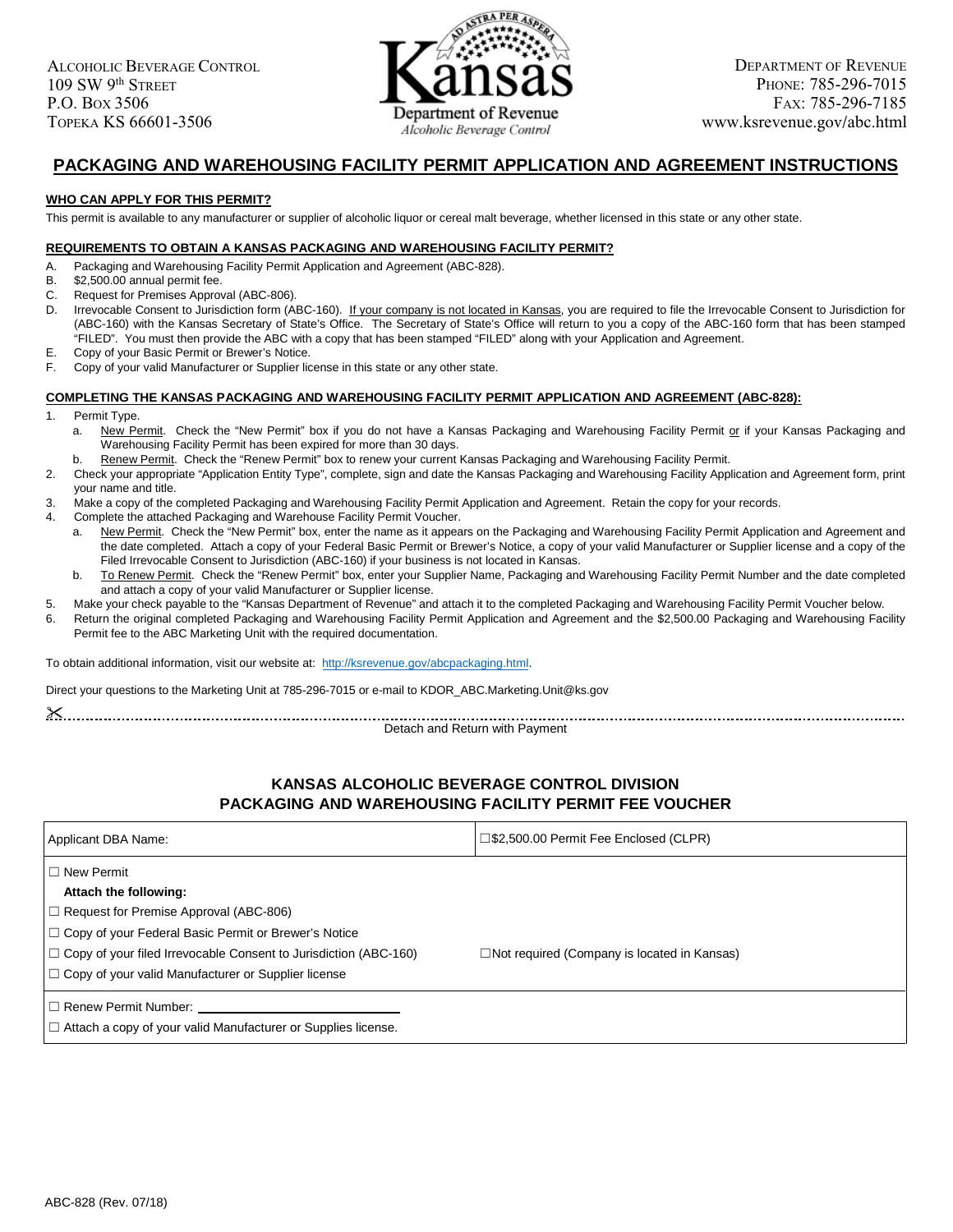Alcoholic Beverage Control
109 SW 9th Street
P.O. Box 3506
Topeka KS 66601-3506

Kansas Department of Revenue
*Alcoholic Beverage Control*

Department of Revenue
Phone: 785-296-7015
Fax: 785-296-7185
www.ksrevenue.gov/abc.html

# PACKAGING AND WAREHOUSING FACILITY PERMIT APPLICATION AND AGREEMENT INSTRUCTIONS

### WHO CAN APPLY FOR THIS PERMIT?

This permit is available to any manufacturer or supplier of alcoholic liquor or cereal malt beverage, whether licensed in this state or any other state.

### REQUIREMENTS TO OBTAIN A KANSAS PACKAGING AND WAREHOUSING FACILITY PERMIT?

A. Packaging and Warehousing Facility Permit Application and Agreement (ABC-828).
B. $2,500.00 annual permit fee.
C. Request for Premises Approval (ABC-806).
D. Irrevocable Consent to Jurisdiction form (ABC-160). If your company is not located in Kansas, you are required to file the Irrevocable Consent to Jurisdiction for (ABC-160) with the Kansas Secretary of State's Office. The Secretary of State's Office will return to you a copy of the ABC-160 form that has been stamped "FILED". You must then provide the ABC with a copy that has been stamped "FILED" along with your Application and Agreement.
E. Copy of your Basic Permit or Brewer's Notice.
F. Copy of your valid Manufacturer or Supplier license in this state or any other state.

### COMPLETING THE KANSAS PACKAGING AND WAREHOUSING FACILITY PERMIT APPLICATION AND AGREEMENT (ABC-828):

1. Permit Type.
   a. New Permit. Check the "New Permit" box if you do not have a Kansas Packaging and Warehousing Facility Permit or if your Kansas Packaging and Warehousing Facility Permit has been expired for more than 30 days.
   b. Renew Permit. Check the "Renew Permit" box to renew your current Kansas Packaging and Warehousing Facility Permit.
2. Check your appropriate "Application Entity Type", complete, sign and date the Kansas Packaging and Warehousing Facility Application and Agreement form, print your name and title.
3. Make a copy of the completed Packaging and Warehousing Facility Permit Application and Agreement. Retain the copy for your records.
4. Complete the attached Packaging and Warehouse Facility Permit Voucher.
   a. New Permit. Check the "New Permit" box, enter the name as it appears on the Packaging and Warehousing Facility Permit Application and Agreement and the date completed. Attach a copy of your Federal Basic Permit or Brewer's Notice, a copy of your valid Manufacturer or Supplier license and a copy of the Filed Irrevocable Consent to Jurisdiction (ABC-160) if your business is not located in Kansas.
   b. To Renew Permit. Check the "Renew Permit" box, enter your Supplier Name, Packaging and Warehousing Facility Permit Number and the date completed and attach a copy of your valid Manufacturer or Supplier license.
5. Make your check payable to the "Kansas Department of Revenue" and attach it to the completed Packaging and Warehousing Facility Permit Voucher below.
6. Return the original completed Packaging and Warehousing Facility Permit Application and Agreement and the $2,500.00 Packaging and Warehousing Facility Permit fee to the ABC Marketing Unit with the required documentation.

To obtain additional information, visit our website at: http://ksrevenue.gov/abcpackaging.html.

Direct your questions to the Marketing Unit at 785-296-7015 or e-mail to KDOR_ABC.Marketing.Unit@ks.gov

Detach and Return with Payment

## KANSAS ALCOHOLIC BEVERAGE CONTROL DIVISION
## PACKAGING AND WAREHOUSING FACILITY PERMIT FEE VOUCHER

| Applicant DBA Name: | ☐$2,500.00 Permit Fee Enclosed (CLPR) |
|---|---|
| ☐ New Permit<br>**Attach the following:**<br>☐ Request for Premise Approval (ABC-806)<br>☐ Copy of your Federal Basic Permit or Brewer's Notice<br>☐ Copy of your filed Irrevocable Consent to Jurisdiction (ABC-160)<br>☐ Copy of your valid Manufacturer or Supplier license | ☐Not required (Company is located in Kansas) |
| ☐ Renew Permit Number: \_\_\_\_\_\_\_\_\_\_\_\_\_\_\_\_\_\_<br>☐ Attach a copy of your valid Manufacturer or Supplies license. | |

ABC-828 (Rev. 07/18)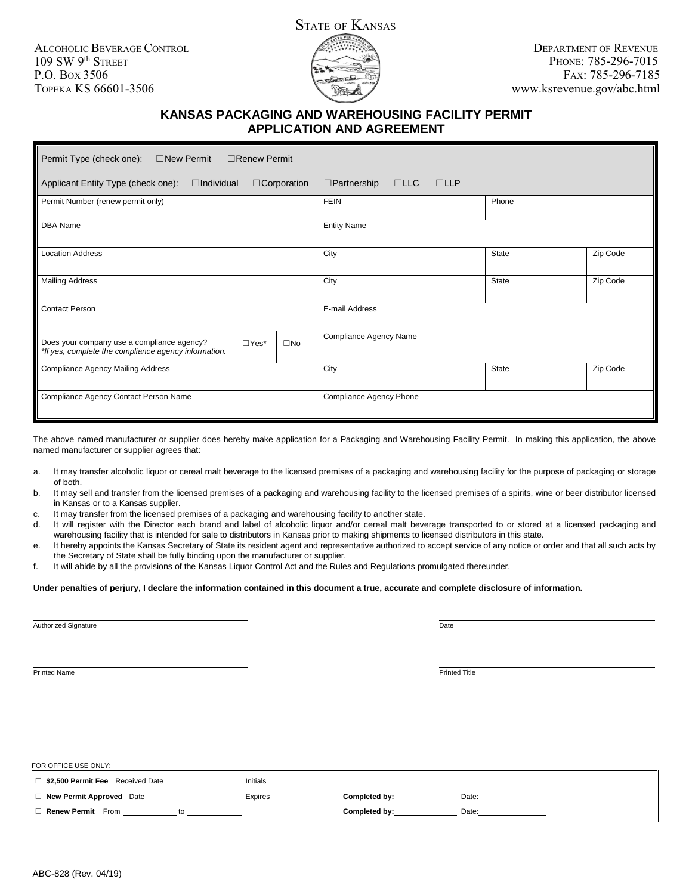STATE OF KANSAS

ALCOHOLIC BEVERAGE CONTROL
109 SW 9th STREET
P.O. BOX 3506
TOPEKA KS 66601-3506

DEPARTMENT OF REVENUE
PHONE: 785-296-7015
FAX: 785-296-7185
www.ksrevenue.gov/abc.html

## KANSAS PACKAGING AND WAREHOUSING FACILITY PERMIT APPLICATION AND AGREEMENT

| | | | | | |
|---|---|---|---|---|---|
| Permit Type (check one): ☐New Permit ☐Renew Permit | | | | | |
| Applicant Entity Type (check one): ☐Individual ☐Corporation ☐Partnership ☐LLC ☐LLP | | | | | |
| Permit Number (renew permit only) | | | FEIN | Phone | |
| DBA Name | | | Entity Name | | |
| Location Address | | | City | State | Zip Code |
| Mailing Address | | | City | State | Zip Code |
| Contact Person | | | E-mail Address | | |
| Does your company use a compliance agency? *If yes, complete the compliance agency information.* | ☐Yes* | ☐No | Compliance Agency Name | | |
| Compliance Agency Mailing Address | | | City | State | Zip Code |
| Compliance Agency Contact Person Name | | | Compliance Agency Phone | | |

The above named manufacturer or supplier does hereby make application for a Packaging and Warehousing Facility Permit. In making this application, the above named manufacturer or supplier agrees that:

a. It may transfer alcoholic liquor or cereal malt beverage to the licensed premises of a packaging and warehousing facility for the purpose of packaging or storage of both.
b. It may sell and transfer from the licensed premises of a packaging and warehousing facility to the licensed premises of a spirits, wine or beer distributor licensed in Kansas or to a Kansas supplier.
c. It may transfer from the licensed premises of a packaging and warehousing facility to another state.
d. It will register with the Director each brand and label of alcoholic liquor and/or cereal malt beverage transported to or stored at a licensed packaging and warehousing facility that is intended for sale to distributors in Kansas prior to making shipments to licensed distributors in this state.
e. It hereby appoints the Kansas Secretary of State its resident agent and representative authorized to accept service of any notice or order and that all such acts by the Secretary of State shall be fully binding upon the manufacturer or supplier.
f. It will abide by all the provisions of the Kansas Liquor Control Act and the Rules and Regulations promulgated thereunder.

**Under penalties of perjury, I declare the information contained in this document a true, accurate and complete disclosure of information.**

Authorized Signature ____________________ Date ____________________

Printed Name ____________________ Printed Title ____________________

FOR OFFICE USE ONLY:

| | | |
|---|---|---|
| ☐ **$2,500 Permit Fee** Received Date ________ Initials ________ | | |
| ☐ **New Permit Approved** Date ________ Expires ________ | **Completed by:** ________ | Date: ________ |
| ☐ **Renew Permit** From ________ to ________ | **Completed by:** ________ | Date: ________ |

ABC-828 (Rev. 04/19)